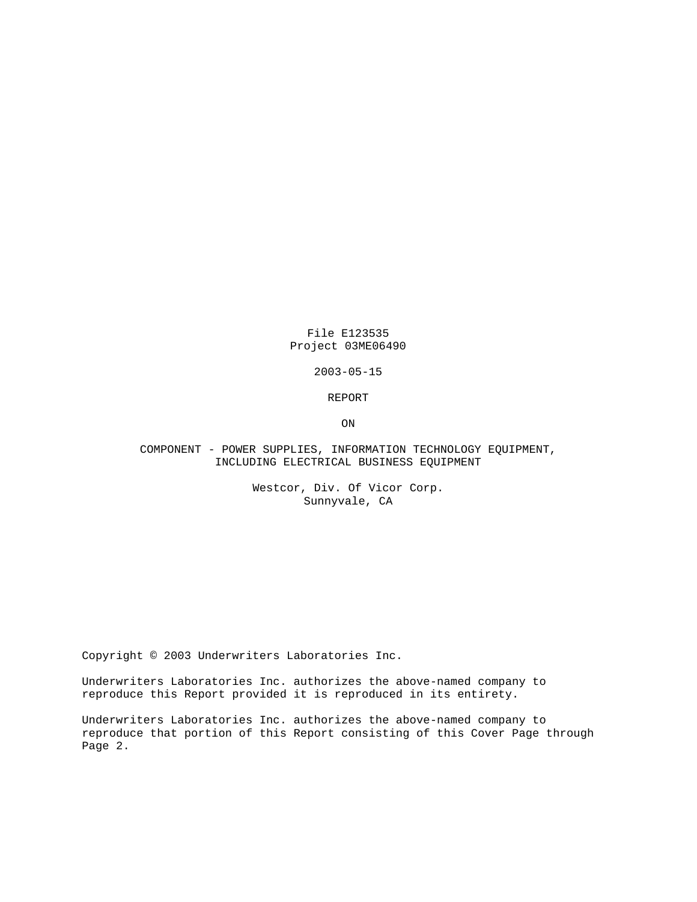File E123535
Project 03ME06490

2003-05-15

# REPORT

ON

COMPONENT - POWER SUPPLIES, INFORMATION TECHNOLOGY EQUIPMENT, INCLUDING ELECTRICAL BUSINESS EQUIPMENT

Westcor, Div. Of Vicor Corp.
Sunnyvale, CA

Copyright © 2003 Underwriters Laboratories Inc.

Underwriters Laboratories Inc. authorizes the above-named company to reproduce this Report provided it is reproduced in its entirety.

Underwriters Laboratories Inc. authorizes the above-named company to reproduce that portion of this Report consisting of this Cover Page through Page 2.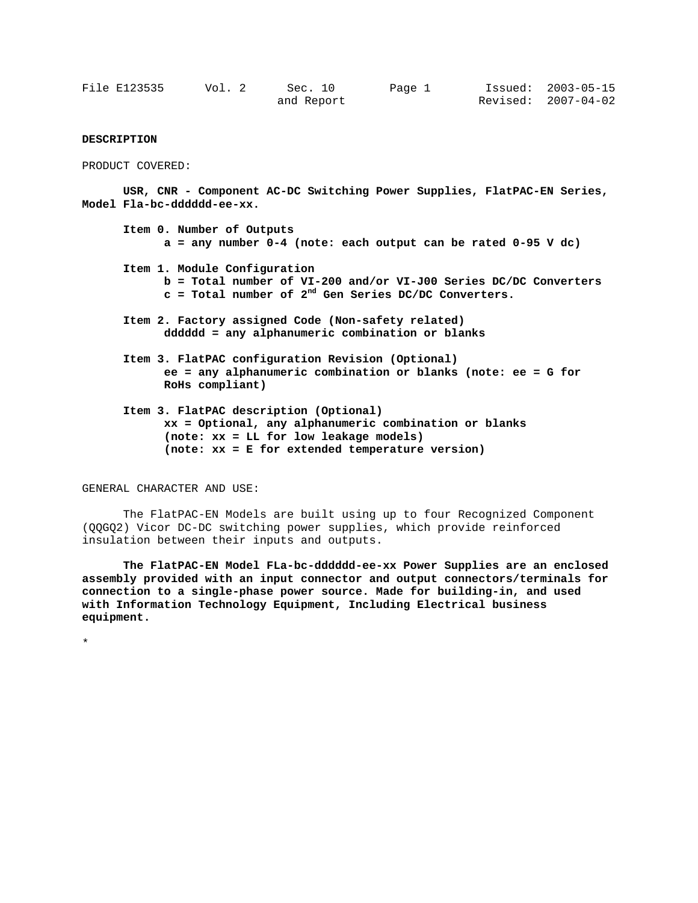**DESCRIPTION**

PRODUCT COVERED:

**USR, CNR - Component AC-DC Switching Power Supplies, FlatPAC-EN Series, Model Fla-bc-dddddd-ee-xx.**

**Item 0. Number of Outputs**
**a = any number 0-4 (note: each output can be rated 0-95 V dc)**

**Item 1. Module Configuration**
**b = Total number of VI-200 and/or VI-J00 Series DC/DC Converters**
**c = Total number of 2nd Gen Series DC/DC Converters.**

**Item 2. Factory assigned Code (Non-safety related)**
**dddddd = any alphanumeric combination or blanks**

**Item 3. FlatPAC configuration Revision (Optional)**
**ee = any alphanumeric combination or blanks (note: ee = G for RoHs compliant)**

**Item 3. FlatPAC description (Optional)**
**xx = Optional, any alphanumeric combination or blanks**
**(note: xx = LL for low leakage models)**
**(note: xx = E for extended temperature version)**

GENERAL CHARACTER AND USE:

The FlatPAC-EN Models are built using up to four Recognized Component (QQGQ2) Vicor DC-DC switching power supplies, which provide reinforced insulation between their inputs and outputs.

**The FlatPAC-EN Model FLa-bc-dddddd-ee-xx Power Supplies are an enclosed assembly provided with an input connector and output connectors/terminals for connection to a single-phase power source. Made for building-in, and used with Information Technology Equipment, Including Electrical business equipment.**

*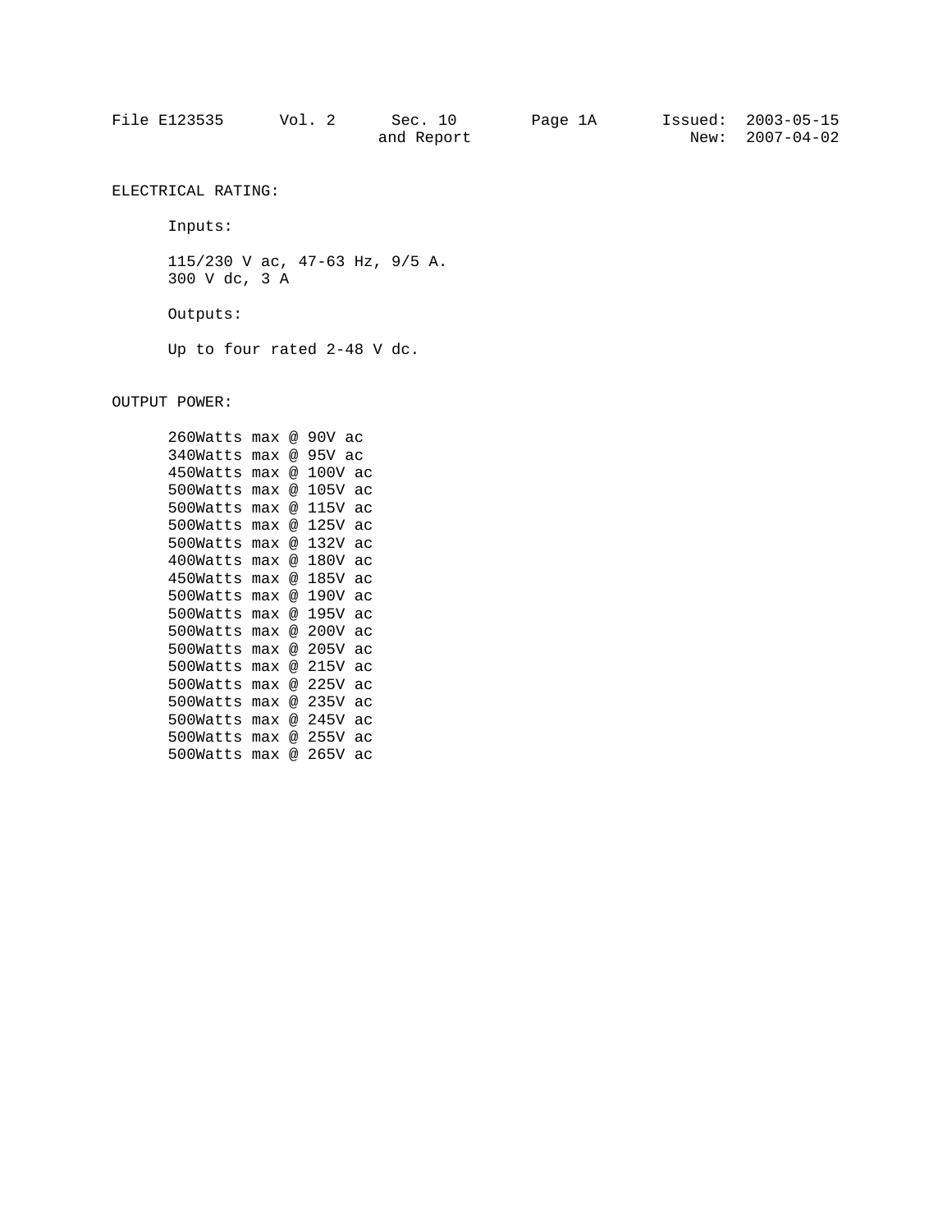ELECTRICAL RATING:

Inputs:

115/230 V ac, 47-63 Hz, 9/5 A.
300 V dc, 3 A

Outputs:

Up to four rated 2-48 V dc.

OUTPUT POWER:

260Watts max @ 90V ac
340Watts max @ 95V ac
450Watts max @ 100V ac
500Watts max @ 105V ac
500Watts max @ 115V ac
500Watts max @ 125V ac
500Watts max @ 132V ac
400Watts max @ 180V ac
450Watts max @ 185V ac
500Watts max @ 190V ac
500Watts max @ 195V ac
500Watts max @ 200V ac
500Watts max @ 205V ac
500Watts max @ 215V ac
500Watts max @ 225V ac
500Watts max @ 235V ac
500Watts max @ 245V ac
500Watts max @ 255V ac
500Watts max @ 265V ac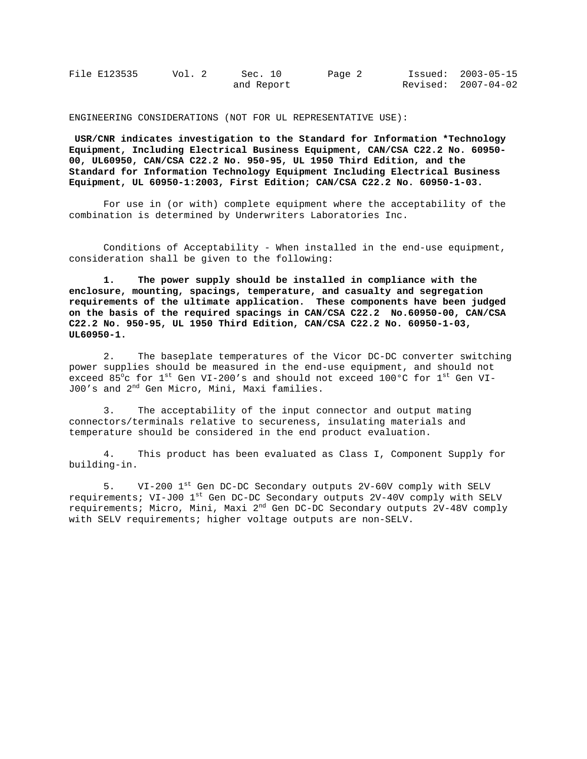ENGINEERING CONSIDERATIONS (NOT FOR UL REPRESENTATIVE USE):

**USR/CNR indicates investigation to the Standard for Information *Technology Equipment, Including Electrical Business Equipment, CAN/CSA C22.2 No. 60950-00, UL60950, CAN/CSA C22.2 No. 950-95, UL 1950 Third Edition, and the Standard for Information Technology Equipment Including Electrical Business Equipment, UL 60950-1:2003, First Edition; CAN/CSA C22.2 No. 60950-1-03.**

For use in (or with) complete equipment where the acceptability of the combination is determined by Underwriters Laboratories Inc.

Conditions of Acceptability - When installed in the end-use equipment, consideration shall be given to the following:

**1. The power supply should be installed in compliance with the enclosure, mounting, spacings, temperature, and casualty and segregation requirements of the ultimate application. These components have been judged on the basis of the required spacings in CAN/CSA C22.2 No.60950-00, CAN/CSA C22.2 No. 950-95, UL 1950 Third Edition, CAN/CSA C22.2 No. 60950-1-03, UL60950-1.**

2. The baseplate temperatures of the Vicor DC-DC converter switching power supplies should be measured in the end-use equipment, and should not exceed 85°c for 1st Gen VI-200's and should not exceed 100°C for 1st Gen VI-J00's and 2nd Gen Micro, Mini, Maxi families.

3. The acceptability of the input connector and output mating connectors/terminals relative to secureness, insulating materials and temperature should be considered in the end product evaluation.

4. This product has been evaluated as Class I, Component Supply for building-in.

5. VI-200 1st Gen DC-DC Secondary outputs 2V-60V comply with SELV requirements; VI-J00 1st Gen DC-DC Secondary outputs 2V-40V comply with SELV requirements; Micro, Mini, Maxi 2nd Gen DC-DC Secondary outputs 2V-48V comply with SELV requirements; higher voltage outputs are non-SELV.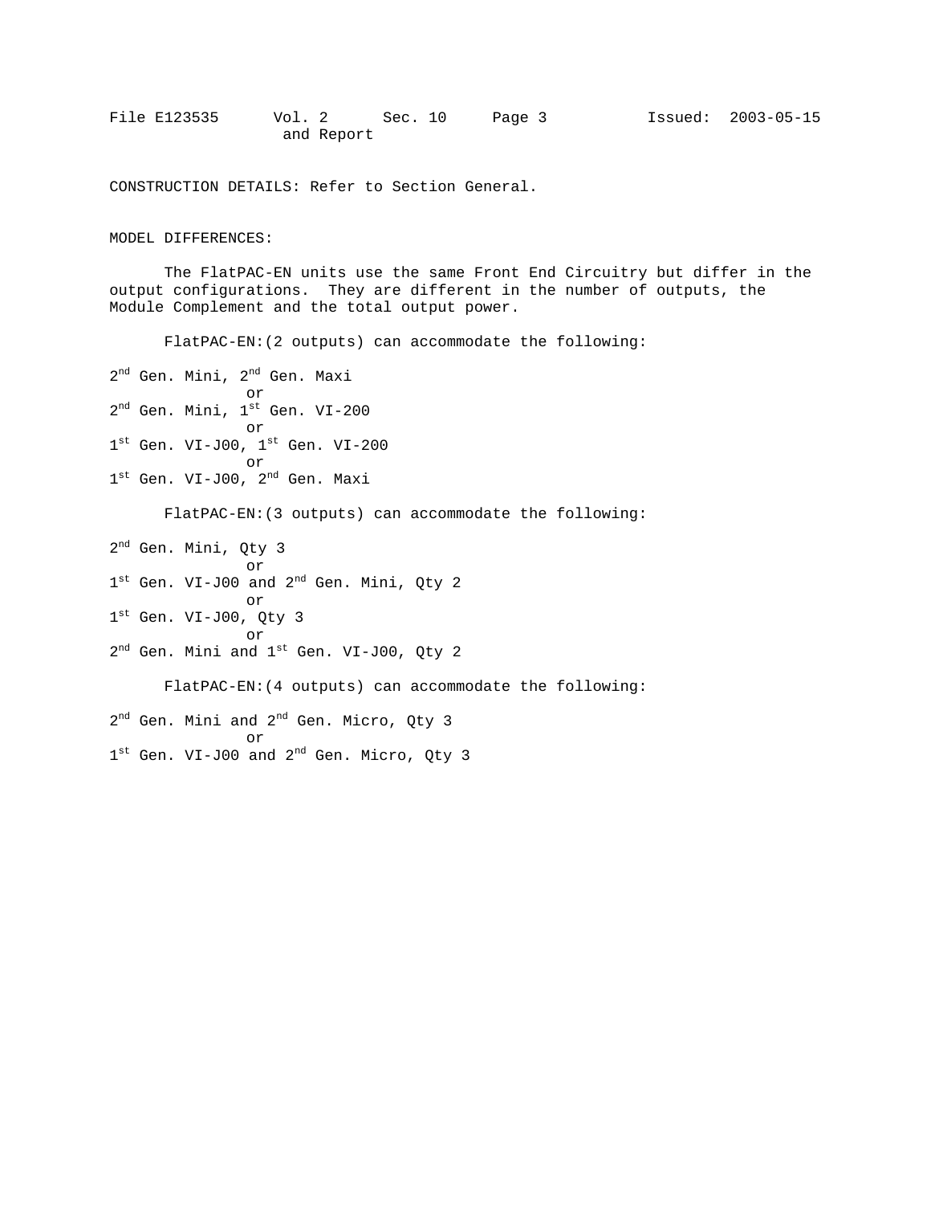CONSTRUCTION DETAILS: Refer to Section General.

MODEL DIFFERENCES:

The FlatPAC-EN units use the same Front End Circuitry but differ in the output configurations. They are different in the number of outputs, the Module Complement and the total output power.

FlatPAC-EN:(2 outputs) can accommodate the following:

2nd Gen. Mini, 2nd Gen. Maxi
or
2nd Gen. Mini, 1st Gen. VI-200
or
1st Gen. VI-J00, 1st Gen. VI-200
or
1st Gen. VI-J00, 2nd Gen. Maxi

FlatPAC-EN:(3 outputs) can accommodate the following:

2nd Gen. Mini, Qty 3
or
1st Gen. VI-J00 and 2nd Gen. Mini, Qty 2
or
1st Gen. VI-J00, Qty 3
or
2nd Gen. Mini and 1st Gen. VI-J00, Qty 2

FlatPAC-EN:(4 outputs) can accommodate the following:

2nd Gen. Mini and 2nd Gen. Micro, Qty 3
or
1st Gen. VI-J00 and 2nd Gen. Micro, Qty 3